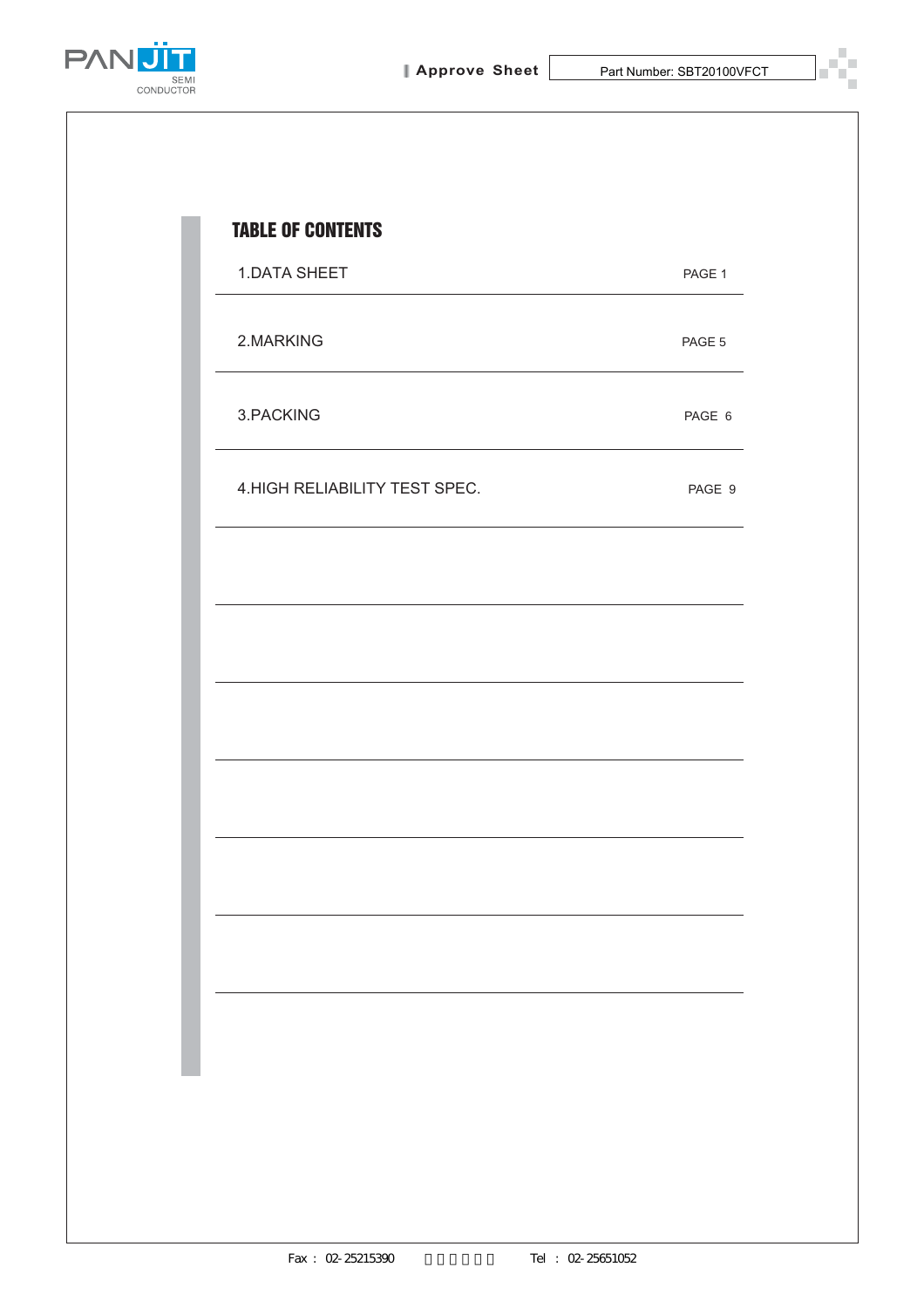# TABLE OF CONTENTS

| | |
|---|---|
| 1.DATA SHEET | PAGE 1 |
| 2.MARKING | PAGE 5 |
| 3.PACKING | PAGE 6 |
| 4.HIGH RELIABILITY TEST SPEC. | PAGE 9 |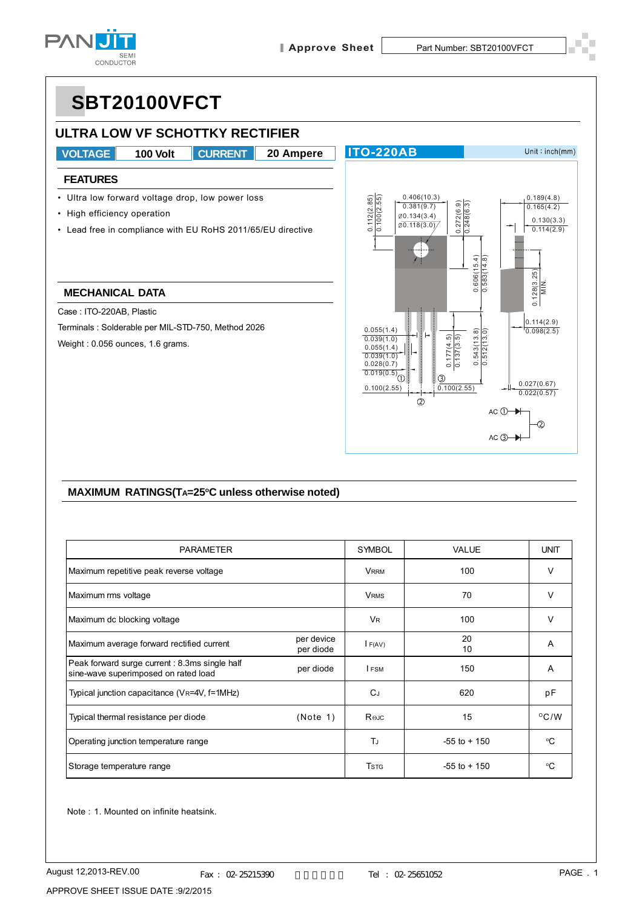# SBT20100VFCT

## ULTRA LOW VF SCHOTTKY RECTIFIER

| VOLTAGE | 100 Volt | CURRENT | 20 Ampere |
|---|---|---|---|

ITO-220AB — Unit : inch(mm)

### FEATURES

- Ultra low forward voltage drop, low power loss
- High efficiency operation
- Lead free in compliance with EU RoHS 2011/65/EU directive

### MECHANICAL DATA

Case : ITO-220AB, Plastic

Terminals : Solderable per MIL-STD-750, Method 2026

Weight : 0.056 ounces, 1.6 grams.

### MAXIMUM RATINGS($T_A$=25°C unless otherwise noted)

| PARAMETER | | SYMBOL | VALUE | UNIT |
|---|---|---|---|---|
| Maximum repetitive peak reverse voltage | | $V_{RRM}$ | 100 | V |
| Maximum rms voltage | | $V_{RMS}$ | 70 | V |
| Maximum dc blocking voltage | | $V_R$ | 100 | V |
| Maximum average forward rectified current | per device<br>per diode | $I_{F(AV)}$ | 20<br>10 | A |
| Peak forward surge current : 8.3ms single half sine-wave superimposed on rated load | per diode | $I_{FSM}$ | 150 | A |
| Typical junction capacitance ($V_R$=4V, f=1MHz) | | $C_J$ | 620 | pF |
| Typical thermal resistance per diode | (Note 1) | $R_{\theta JC}$ | 15 | °C/W |
| Operating junction temperature range | | $T_J$ | -55 to + 150 | °C |
| Storage temperature range | | $T_{STG}$ | -55 to + 150 | °C |

Note : 1. Mounted on infinite heatsink.

August 12,2013-REV.00 Fax : 02-25215390 Tel : 02-25651052

APPROVE SHEET ISSUE DATE :9/2/2015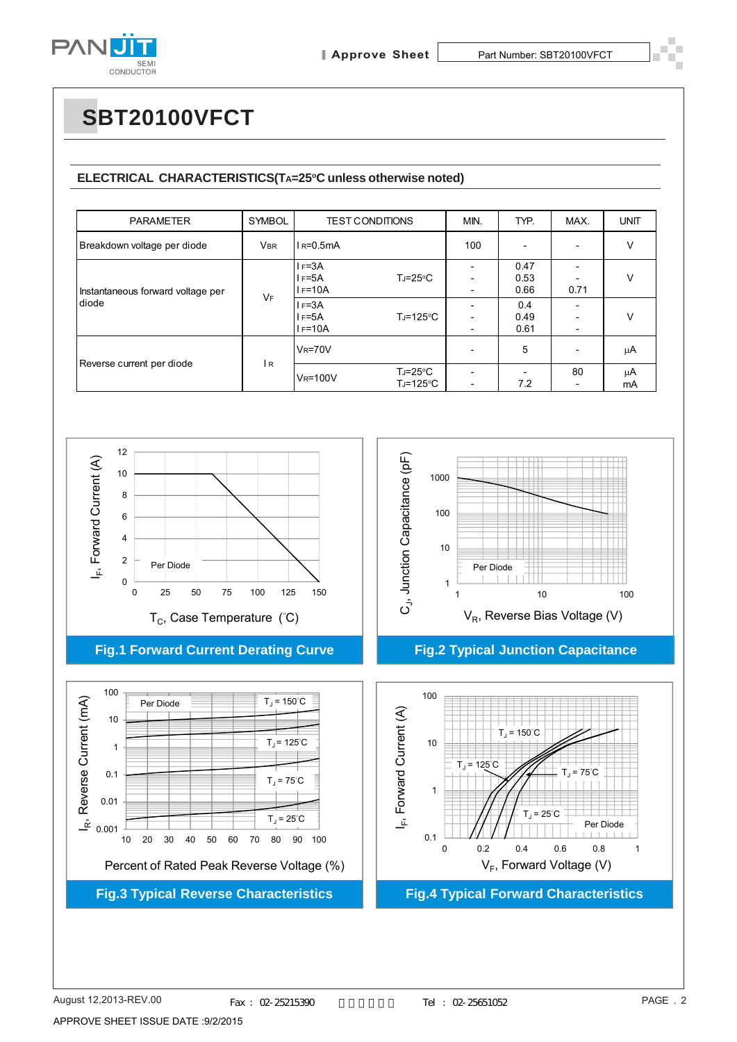# SBT20100VFCT

## ELECTRICAL CHARACTERISTICS($T_A$=25°C unless otherwise noted)

| PARAMETER | SYMBOL | TEST CONDITIONS | | MIN. | TYP. | MAX. | UNIT |
|---|---|---|---|---|---|---|---|
| Breakdown voltage per diode | $V_{BR}$ | $I_R$=0.5mA | | 100 | - | - | V |
| Instantaneous forward voltage per diode | $V_F$ | $I_F$=3A<br>$I_F$=5A<br>$I_F$=10A | $T_J$=25°C | -<br>-<br>- | 0.47<br>0.53<br>0.66 | -<br>-<br>0.71 | V |
| | | $I_F$=3A<br>$I_F$=5A<br>$I_F$=10A | $T_J$=125°C | -<br>-<br>- | 0.4<br>0.49<br>0.61 | -<br>-<br>- | V |
| Reverse current per diode | $I_R$ | $V_R$=70V | | - | 5 | - | µA |
| | | $V_R$=100V | $T_J$=25°C<br>$T_J$=125°C | -<br>- | -<br>7.2 | 80<br>- | µA<br>mA |

Fig.1 Forward Current Derating Curve

Fig.2 Typical Junction Capacitance

Fig.3 Typical Reverse Characteristics

Fig.4 Typical Forward Characteristics

August 12,2013-REV.00

APPROVE SHEET ISSUE DATE :9/2/2015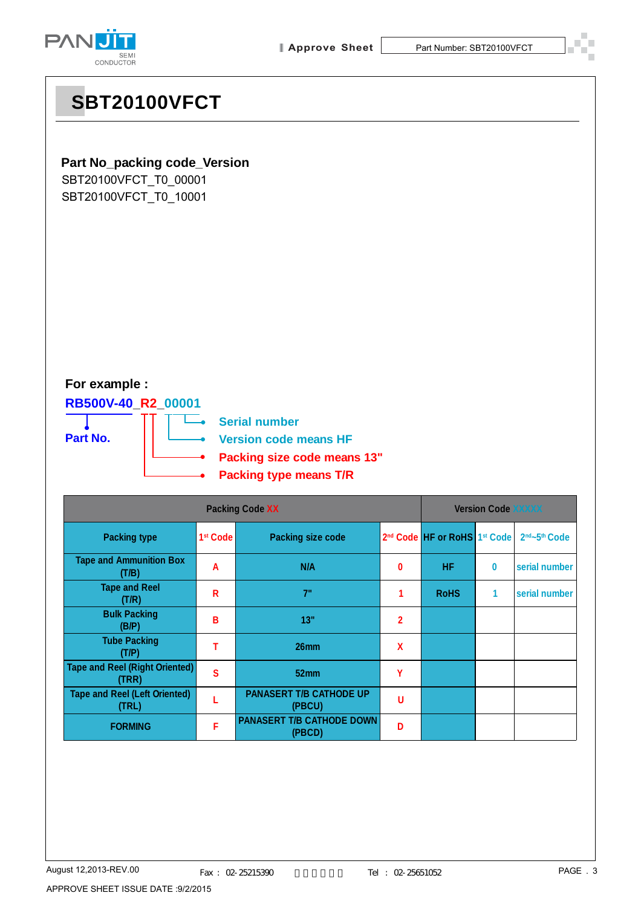# SBT20100VFCT

**Part No_packing code_Version**

SBT20100VFCT_T0_00001

SBT20100VFCT_T0_10001

**For example :**

**RB500V-40_R2_00001**

**Part No.**

- **Serial number**
- **Version code means HF**
- **Packing size code means 13"**
- **Packing type means T/R**

| Packing Code XX | | | | Version Code XXXXX | | |
|---|---|---|---|---|---|---|
| Packing type | 1st Code | Packing size code | 2nd Code | HF or RoHS | 1st Code | 2nd~5th Code |
| Tape and Ammunition Box (T/B) | A | N/A | 0 | HF | 0 | serial number |
| Tape and Reel (T/R) | R | 7" | 1 | RoHS | 1 | serial number |
| Bulk Packing (B/P) | B | 13" | 2 | | | |
| Tube Packing (T/P) | T | 26mm | X | | | |
| Tape and Reel (Right Oriented) (TRR) | S | 52mm | Y | | | |
| Tape and Reel (Left Oriented) (TRL) | L | PANASERT T/B CATHODE UP (PBCU) | U | | | |
| FORMING | F | PANASERT T/B CATHODE DOWN (PBCD) | D | | | |

August 12,2013-REV.00

APPROVE SHEET ISSUE DATE :9/2/2015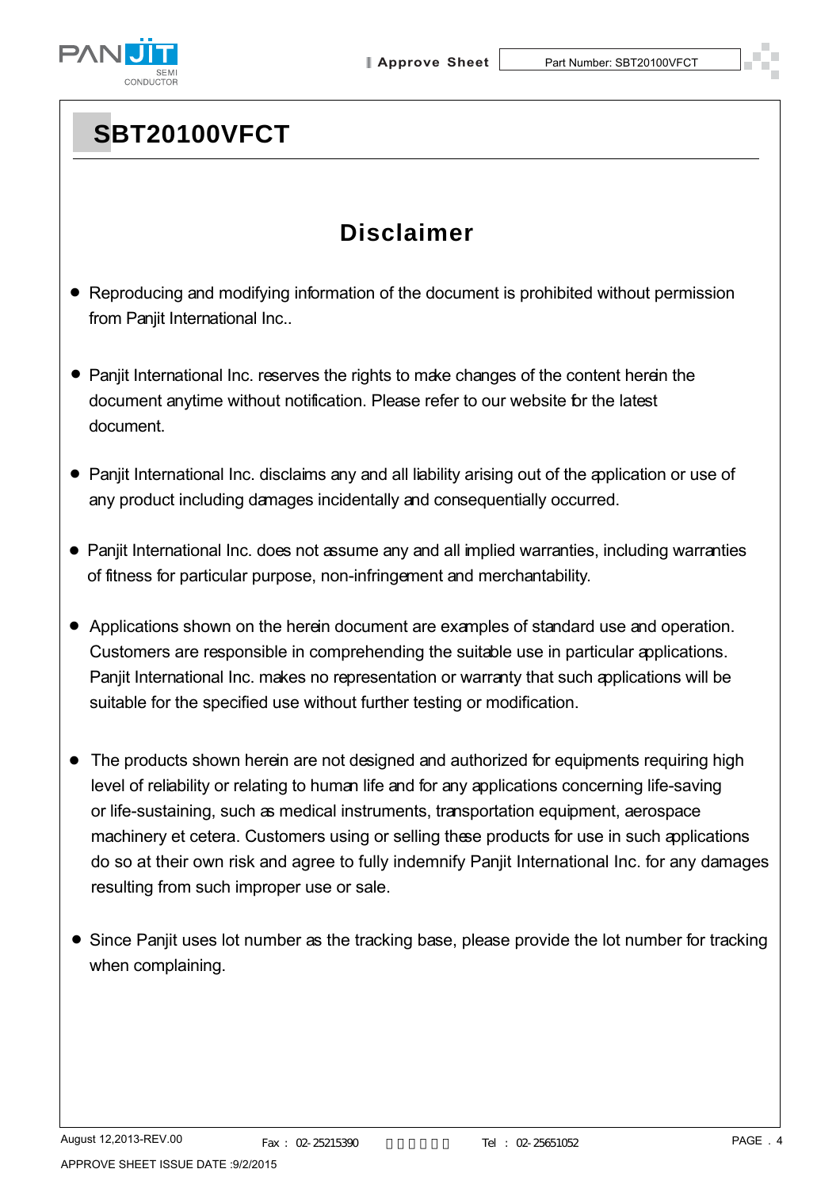# SBT20100VFCT

## Disclaimer

- Reproducing and modifying information of the document is prohibited without permission from Panjit International Inc..
- Panjit International Inc. reserves the rights to make changes of the content herein the document anytime without notification. Please refer to our website for the latest document.
- Panjit International Inc. disclaims any and all liability arising out of the application or use of any product including damages incidentally and consequentially occurred.
- Panjit International Inc. does not assume any and all implied warranties, including warranties of fitness for particular purpose, non-infringement and merchantability.
- Applications shown on the herein document are examples of standard use and operation. Customers are responsible in comprehending the suitable use in particular applications. Panjit International Inc. makes no representation or warranty that such applications will be suitable for the specified use without further testing or modification.
- The products shown herein are not designed and authorized for equipments requiring high level of reliability or relating to human life and for any applications concerning life-saving or life-sustaining, such as medical instruments, transportation equipment, aerospace machinery et cetera. Customers using or selling these products for use in such applications do so at their own risk and agree to fully indemnify Panjit International Inc. for any damages resulting from such improper use or sale.
- Since Panjit uses lot number as the tracking base, please provide the lot number for tracking when complaining.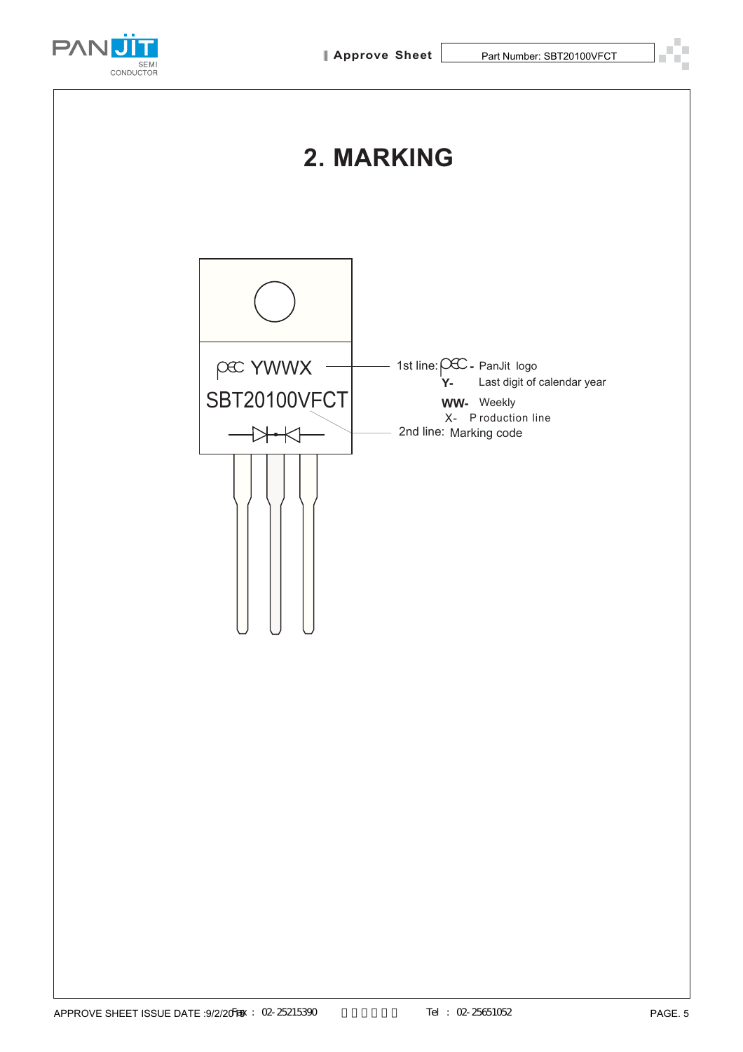## 2. MARKING

PEC YWWX

SBT20100VFCT

1st line: PEC - PanJit logo

**Y-** Last digit of calendar year

**WW-** Weekly

X- Production line

2nd line: Marking code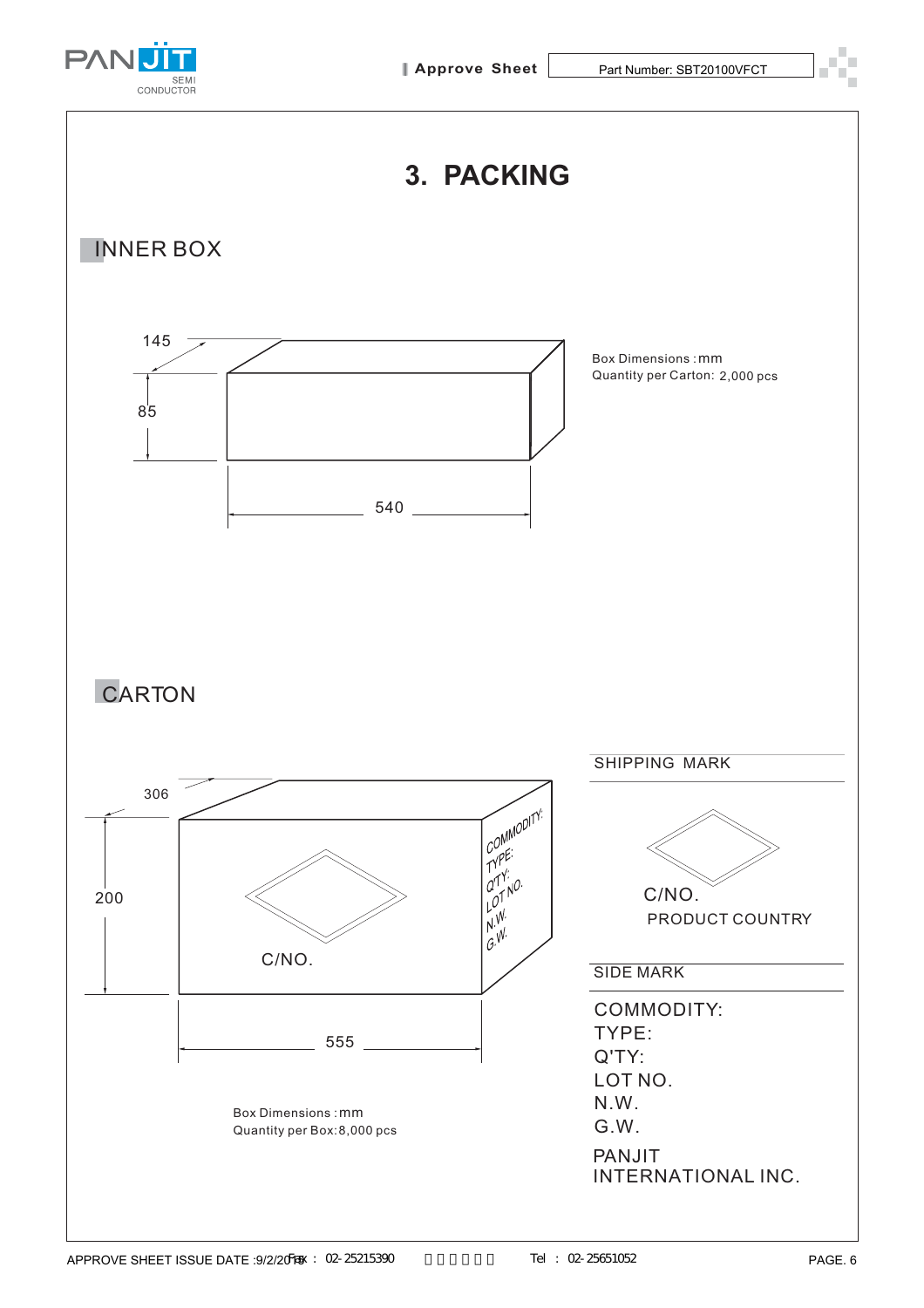# 3. PACKING

## INNER BOX

145

85

540

Box Dimensions : mm
Quantity per Carton: 2,000 pcs

## CARTON

306

200

555

COMMODITY:
TYPE:
Q'TY:
LOT NO.
N.W.
G.W.

C/NO.

Box Dimensions : mm
Quantity per Box: 8,000 pcs

SHIPPING MARK

C/NO.
PRODUCT COUNTRY

SIDE MARK

COMMODITY:
TYPE:
Q'TY:
LOT NO.
N.W.
G.W.

PANJIT
INTERNATIONAL INC.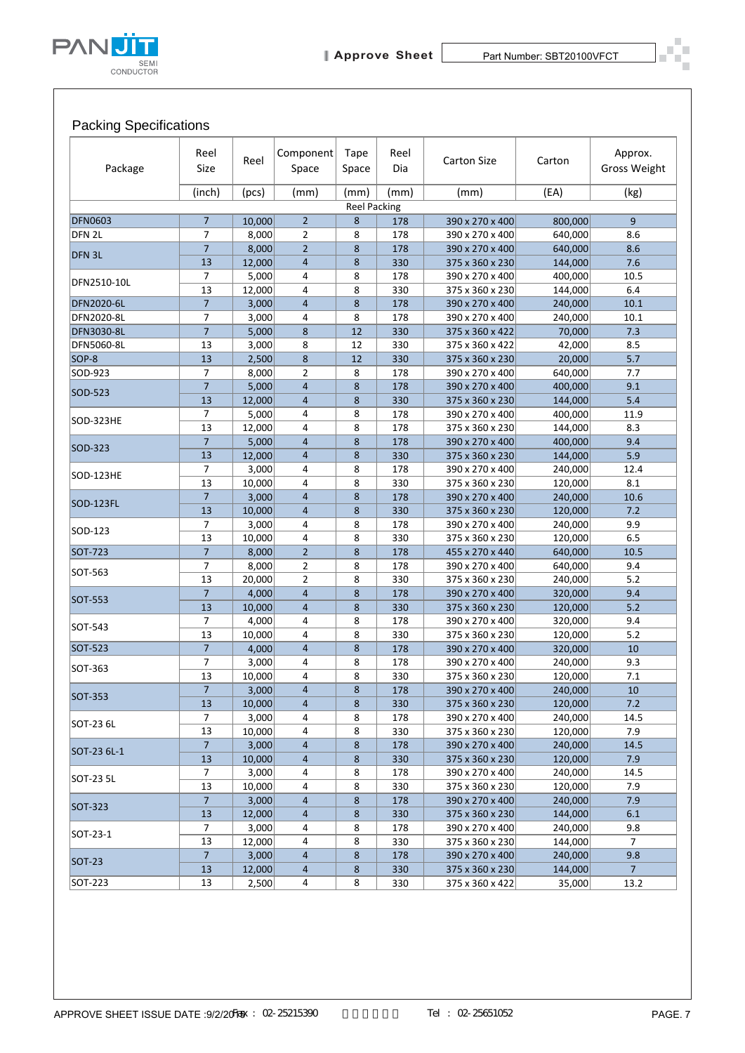## Packing Specifications

| Package | Reel Size | Reel | Component Space | Tape Space | Reel Dia | Carton Size | Carton | Approx. Gross Weight |
|---|---|---|---|---|---|---|---|---|
| | (inch) | (pcs) | (mm) | (mm) | (mm) | (mm) | (EA) | (kg) |
| Reel Packing | | | | | | | | |
| DFN0603 | 7 | 10,000 | 2 | 8 | 178 | 390 x 270 x 400 | 800,000 | 9 |
| DFN 2L | 7 | 8,000 | 2 | 8 | 178 | 390 x 270 x 400 | 640,000 | 8.6 |
| DFN 3L | 7 | 8,000 | 2 | 8 | 178 | 390 x 270 x 400 | 640,000 | 8.6 |
| | 13 | 12,000 | 4 | 8 | 330 | 375 x 360 x 230 | 144,000 | 7.6 |
| DFN2510-10L | 7 | 5,000 | 4 | 8 | 178 | 390 x 270 x 400 | 400,000 | 10.5 |
| | 13 | 12,000 | 4 | 8 | 330 | 375 x 360 x 230 | 144,000 | 6.4 |
| DFN2020-6L | 7 | 3,000 | 4 | 8 | 178 | 390 x 270 x 400 | 240,000 | 10.1 |
| DFN2020-8L | 7 | 3,000 | 4 | 8 | 178 | 390 x 270 x 400 | 240,000 | 10.1 |
| DFN3030-8L | 7 | 5,000 | 8 | 12 | 330 | 375 x 360 x 422 | 70,000 | 7.3 |
| DFN5060-8L | 13 | 3,000 | 8 | 12 | 330 | 375 x 360 x 422 | 42,000 | 8.5 |
| SOP-8 | 13 | 2,500 | 8 | 12 | 330 | 375 x 360 x 230 | 20,000 | 5.7 |
| SOD-923 | 7 | 8,000 | 2 | 8 | 178 | 390 x 270 x 400 | 640,000 | 7.7 |
| SOD-523 | 7 | 5,000 | 4 | 8 | 178 | 390 x 270 x 400 | 400,000 | 9.1 |
| | 13 | 12,000 | 4 | 8 | 330 | 375 x 360 x 230 | 144,000 | 5.4 |
| SOD-323HE | 7 | 5,000 | 4 | 8 | 178 | 390 x 270 x 400 | 400,000 | 11.9 |
| | 13 | 12,000 | 4 | 8 | 178 | 375 x 360 x 230 | 144,000 | 8.3 |
| SOD-323 | 7 | 5,000 | 4 | 8 | 178 | 390 x 270 x 400 | 400,000 | 9.4 |
| | 13 | 12,000 | 4 | 8 | 330 | 375 x 360 x 230 | 144,000 | 5.9 |
| SOD-123HE | 7 | 3,000 | 4 | 8 | 178 | 390 x 270 x 400 | 240,000 | 12.4 |
| | 13 | 10,000 | 4 | 8 | 330 | 375 x 360 x 230 | 120,000 | 8.1 |
| SOD-123FL | 7 | 3,000 | 4 | 8 | 178 | 390 x 270 x 400 | 240,000 | 10.6 |
| | 13 | 10,000 | 4 | 8 | 330 | 375 x 360 x 230 | 120,000 | 7.2 |
| SOD-123 | 7 | 3,000 | 4 | 8 | 178 | 390 x 270 x 400 | 240,000 | 9.9 |
| | 13 | 10,000 | 4 | 8 | 330 | 375 x 360 x 230 | 120,000 | 6.5 |
| SOT-723 | 7 | 8,000 | 2 | 8 | 178 | 455 x 270 x 440 | 640,000 | 10.5 |
| SOT-563 | 7 | 8,000 | 2 | 8 | 178 | 390 x 270 x 400 | 640,000 | 9.4 |
| | 13 | 20,000 | 2 | 8 | 330 | 375 x 360 x 230 | 240,000 | 5.2 |
| SOT-553 | 7 | 4,000 | 4 | 8 | 178 | 390 x 270 x 400 | 320,000 | 9.4 |
| | 13 | 10,000 | 4 | 8 | 330 | 375 x 360 x 230 | 120,000 | 5.2 |
| SOT-543 | 7 | 4,000 | 4 | 8 | 178 | 390 x 270 x 400 | 320,000 | 9.4 |
| | 13 | 10,000 | 4 | 8 | 330 | 375 x 360 x 230 | 120,000 | 5.2 |
| SOT-523 | 7 | 4,000 | 4 | 8 | 178 | 390 x 270 x 400 | 320,000 | 10 |
| SOT-363 | 7 | 3,000 | 4 | 8 | 178 | 390 x 270 x 400 | 240,000 | 9.3 |
| | 13 | 10,000 | 4 | 8 | 330 | 375 x 360 x 230 | 120,000 | 7.1 |
| SOT-353 | 7 | 3,000 | 4 | 8 | 178 | 390 x 270 x 400 | 240,000 | 10 |
| | 13 | 10,000 | 4 | 8 | 330 | 375 x 360 x 230 | 120,000 | 7.2 |
| SOT-23 6L | 7 | 3,000 | 4 | 8 | 178 | 390 x 270 x 400 | 240,000 | 14.5 |
| | 13 | 10,000 | 4 | 8 | 330 | 375 x 360 x 230 | 120,000 | 7.9 |
| SOT-23 6L-1 | 7 | 3,000 | 4 | 8 | 178 | 390 x 270 x 400 | 240,000 | 14.5 |
| | 13 | 10,000 | 4 | 8 | 330 | 375 x 360 x 230 | 120,000 | 7.9 |
| SOT-23 5L | 7 | 3,000 | 4 | 8 | 178 | 390 x 270 x 400 | 240,000 | 14.5 |
| | 13 | 10,000 | 4 | 8 | 330 | 375 x 360 x 230 | 120,000 | 7.9 |
| SOT-323 | 7 | 3,000 | 4 | 8 | 178 | 390 x 270 x 400 | 240,000 | 7.9 |
| | 13 | 12,000 | 4 | 8 | 330 | 375 x 360 x 230 | 144,000 | 6.1 |
| SOT-23-1 | 7 | 3,000 | 4 | 8 | 178 | 390 x 270 x 400 | 240,000 | 9.8 |
| | 13 | 12,000 | 4 | 8 | 330 | 375 x 360 x 230 | 144,000 | 7 |
| SOT-23 | 7 | 3,000 | 4 | 8 | 178 | 390 x 270 x 400 | 240,000 | 9.8 |
| | 13 | 12,000 | 4 | 8 | 330 | 375 x 360 x 230 | 144,000 | 7 |
| SOT-223 | 13 | 2,500 | 4 | 8 | 330 | 375 x 360 x 422 | 35,000 | 13.2 |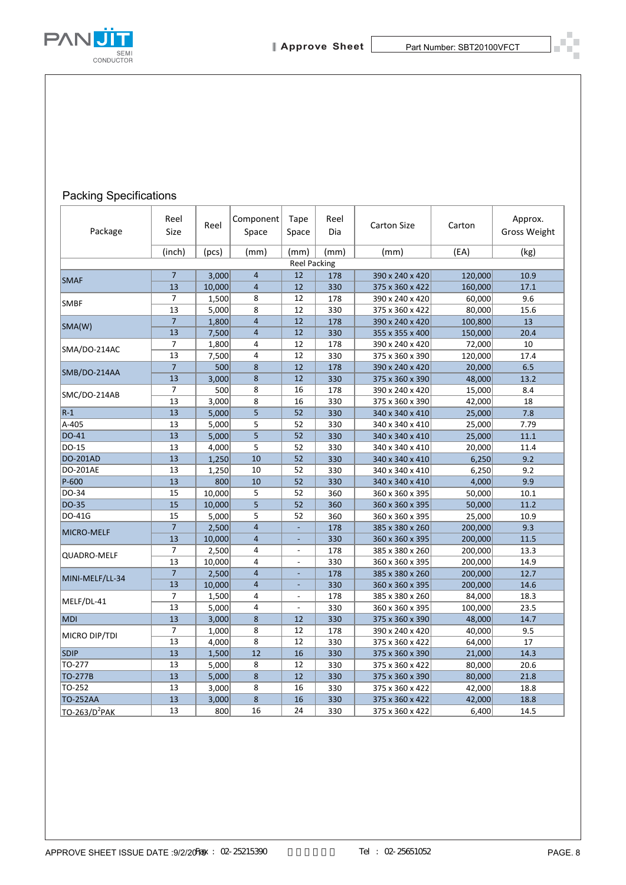## Packing Specifications

| Package | Reel Size | Reel | Component Space | Tape Space | Reel Dia | Carton Size | Carton | Approx. Gross Weight |
|---|---|---|---|---|---|---|---|---|
| | (inch) | (pcs) | (mm) | (mm) | (mm) | (mm) | (EA) | (kg) |
| Reel Packing | | | | | | | | |
| SMAF | 7 | 3,000 | 4 | 12 | 178 | 390 x 240 x 420 | 120,000 | 10.9 |
| | 13 | 10,000 | 4 | 12 | 330 | 375 x 360 x 422 | 160,000 | 17.1 |
| SMBF | 7 | 1,500 | 8 | 12 | 178 | 390 x 240 x 420 | 60,000 | 9.6 |
| | 13 | 5,000 | 8 | 12 | 330 | 375 x 360 x 422 | 80,000 | 15.6 |
| SMA(W) | 7 | 1,800 | 4 | 12 | 178 | 390 x 240 x 420 | 100,800 | 13 |
| | 13 | 7,500 | 4 | 12 | 330 | 355 x 355 x 400 | 150,000 | 20.4 |
| SMA/DO-214AC | 7 | 1,800 | 4 | 12 | 178 | 390 x 240 x 420 | 72,000 | 10 |
| | 13 | 7,500 | 4 | 12 | 330 | 375 x 360 x 390 | 120,000 | 17.4 |
| SMB/DO-214AA | 7 | 500 | 8 | 12 | 178 | 390 x 240 x 420 | 20,000 | 6.5 |
| | 13 | 3,000 | 8 | 12 | 330 | 375 x 360 x 390 | 48,000 | 13.2 |
| SMC/DO-214AB | 7 | 500 | 8 | 16 | 178 | 390 x 240 x 420 | 15,000 | 8.4 |
| | 13 | 3,000 | 8 | 16 | 330 | 375 x 360 x 390 | 42,000 | 18 |
| R-1 | 13 | 5,000 | 5 | 52 | 330 | 340 x 340 x 410 | 25,000 | 7.8 |
| A-405 | 13 | 5,000 | 5 | 52 | 330 | 340 x 340 x 410 | 25,000 | 7.79 |
| DO-41 | 13 | 5,000 | 5 | 52 | 330 | 340 x 340 x 410 | 25,000 | 11.1 |
| DO-15 | 13 | 4,000 | 5 | 52 | 330 | 340 x 340 x 410 | 20,000 | 11.4 |
| DO-201AD | 13 | 1,250 | 10 | 52 | 330 | 340 x 340 x 410 | 6,250 | 9.2 |
| DO-201AE | 13 | 1,250 | 10 | 52 | 330 | 340 x 340 x 410 | 6,250 | 9.2 |
| P-600 | 13 | 800 | 10 | 52 | 330 | 340 x 340 x 410 | 4,000 | 9.9 |
| DO-34 | 15 | 10,000 | 5 | 52 | 360 | 360 x 360 x 395 | 50,000 | 10.1 |
| DO-35 | 15 | 10,000 | 5 | 52 | 360 | 360 x 360 x 395 | 50,000 | 11.2 |
| DO-41G | 15 | 5,000 | 5 | 52 | 360 | 360 x 360 x 395 | 25,000 | 10.9 |
| MICRO-MELF | 7 | 2,500 | 4 | - | 178 | 385 x 380 x 260 | 200,000 | 9.3 |
| | 13 | 10,000 | 4 | - | 330 | 360 x 360 x 395 | 200,000 | 11.5 |
| QUADRO-MELF | 7 | 2,500 | 4 | - | 178 | 385 x 380 x 260 | 200,000 | 13.3 |
| | 13 | 10,000 | 4 | - | 330 | 360 x 360 x 395 | 200,000 | 14.9 |
| MINI-MELF/LL-34 | 7 | 2,500 | 4 | - | 178 | 385 x 380 x 260 | 200,000 | 12.7 |
| | 13 | 10,000 | 4 | - | 330 | 360 x 360 x 395 | 200,000 | 14.6 |
| MELF/DL-41 | 7 | 1,500 | 4 | - | 178 | 385 x 380 x 260 | 84,000 | 18.3 |
| | 13 | 5,000 | 4 | - | 330 | 360 x 360 x 395 | 100,000 | 23.5 |
| MDI | 13 | 3,000 | 8 | 12 | 330 | 375 x 360 x 390 | 48,000 | 14.7 |
| MICRO DIP/TDI | 7 | 1,000 | 8 | 12 | 178 | 390 x 240 x 420 | 40,000 | 9.5 |
| | 13 | 4,000 | 8 | 12 | 330 | 375 x 360 x 422 | 64,000 | 17 |
| SDIP | 13 | 1,500 | 12 | 16 | 330 | 375 x 360 x 390 | 21,000 | 14.3 |
| TO-277 | 13 | 5,000 | 8 | 12 | 330 | 375 x 360 x 422 | 80,000 | 20.6 |
| TO-277B | 13 | 5,000 | 8 | 12 | 330 | 375 x 360 x 390 | 80,000 | 21.8 |
| TO-252 | 13 | 3,000 | 8 | 16 | 330 | 375 x 360 x 422 | 42,000 | 18.8 |
| TO-252AA | 13 | 3,000 | 8 | 16 | 330 | 375 x 360 x 422 | 42,000 | 18.8 |
| TO-263/D$^2$PAK | 13 | 800 | 16 | 24 | 330 | 375 x 360 x 422 | 6,400 | 14.5 |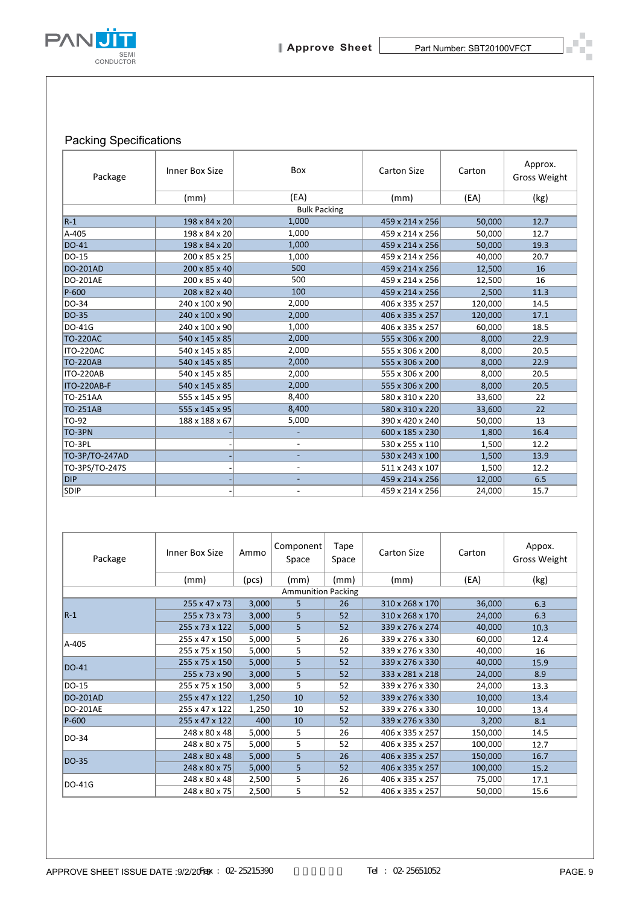## Packing Specifications

| Package | Inner Box Size | Box | Carton Size | Carton | Approx. Gross Weight |
|---|---|---|---|---|---|
| | (mm) | (EA) | (mm) | (EA) | (kg) |
| Bulk Packing | | | | | |
| R-1 | 198 x 84 x 20 | 1,000 | 459 x 214 x 256 | 50,000 | 12.7 |
| A-405 | 198 x 84 x 20 | 1,000 | 459 x 214 x 256 | 50,000 | 12.7 |
| DO-41 | 198 x 84 x 20 | 1,000 | 459 x 214 x 256 | 50,000 | 19.3 |
| DO-15 | 200 x 85 x 25 | 1,000 | 459 x 214 x 256 | 40,000 | 20.7 |
| DO-201AD | 200 x 85 x 40 | 500 | 459 x 214 x 256 | 12,500 | 16 |
| DO-201AE | 200 x 85 x 40 | 500 | 459 x 214 x 256 | 12,500 | 16 |
| P-600 | 208 x 82 x 40 | 100 | 459 x 214 x 256 | 2,500 | 11.3 |
| DO-34 | 240 x 100 x 90 | 2,000 | 406 x 335 x 257 | 120,000 | 14.5 |
| DO-35 | 240 x 100 x 90 | 2,000 | 406 x 335 x 257 | 120,000 | 17.1 |
| DO-41G | 240 x 100 x 90 | 1,000 | 406 x 335 x 257 | 60,000 | 18.5 |
| TO-220AC | 540 x 145 x 85 | 2,000 | 555 x 306 x 200 | 8,000 | 22.9 |
| ITO-220AC | 540 x 145 x 85 | 2,000 | 555 x 306 x 200 | 8,000 | 20.5 |
| TO-220AB | 540 x 145 x 85 | 2,000 | 555 x 306 x 200 | 8,000 | 22.9 |
| ITO-220AB | 540 x 145 x 85 | 2,000 | 555 x 306 x 200 | 8,000 | 20.5 |
| ITO-220AB-F | 540 x 145 x 85 | 2,000 | 555 x 306 x 200 | 8,000 | 20.5 |
| TO-251AA | 555 x 145 x 95 | 8,400 | 580 x 310 x 220 | 33,600 | 22 |
| TO-251AB | 555 x 145 x 95 | 8,400 | 580 x 310 x 220 | 33,600 | 22 |
| TO-92 | 188 x 188 x 67 | 5,000 | 390 x 420 x 240 | 50,000 | 13 |
| TO-3PN | - | - | 600 x 185 x 230 | 1,800 | 16.4 |
| TO-3PL | - | - | 530 x 255 x 110 | 1,500 | 12.2 |
| TO-3P/TO-247AD | - | - | 530 x 243 x 100 | 1,500 | 13.9 |
| TO-3PS/TO-247S | - | - | 511 x 243 x 107 | 1,500 | 12.2 |
| DIP | - | - | 459 x 214 x 256 | 12,000 | 6.5 |
| SDIP | - | - | 459 x 214 x 256 | 24,000 | 15.7 |

| Package | Inner Box Size | Ammo | Component Space | Tape Space | Carton Size | Carton | Appox. Gross Weight |
|---|---|---|---|---|---|---|---|
| | (mm) | (pcs) | (mm) | (mm) | (mm) | (EA) | (kg) |
| Ammunition Packing | | | | | | | |
| R-1 | 255 x 47 x 73 | 3,000 | 5 | 26 | 310 x 268 x 170 | 36,000 | 6.3 |
| | 255 x 73 x 73 | 3,000 | 5 | 52 | 310 x 268 x 170 | 24,000 | 6.3 |
| | 255 x 73 x 122 | 5,000 | 5 | 52 | 339 x 276 x 274 | 40,000 | 10.3 |
| A-405 | 255 x 47 x 150 | 5,000 | 5 | 26 | 339 x 276 x 330 | 60,000 | 12.4 |
| | 255 x 75 x 150 | 5,000 | 5 | 52 | 339 x 276 x 330 | 40,000 | 16 |
| DO-41 | 255 x 75 x 150 | 5,000 | 5 | 52 | 339 x 276 x 330 | 40,000 | 15.9 |
| | 255 x 73 x 90 | 3,000 | 5 | 52 | 333 x 281 x 218 | 24,000 | 8.9 |
| DO-15 | 255 x 75 x 150 | 3,000 | 5 | 52 | 339 x 276 x 330 | 24,000 | 13.3 |
| DO-201AD | 255 x 47 x 122 | 1,250 | 10 | 52 | 339 x 276 x 330 | 10,000 | 13.4 |
| DO-201AE | 255 x 47 x 122 | 1,250 | 10 | 52 | 339 x 276 x 330 | 10,000 | 13.4 |
| P-600 | 255 x 47 x 122 | 400 | 10 | 52 | 339 x 276 x 330 | 3,200 | 8.1 |
| DO-34 | 248 x 80 x 48 | 5,000 | 5 | 26 | 406 x 335 x 257 | 150,000 | 14.5 |
| | 248 x 80 x 75 | 5,000 | 5 | 52 | 406 x 335 x 257 | 100,000 | 12.7 |
| DO-35 | 248 x 80 x 48 | 5,000 | 5 | 26 | 406 x 335 x 257 | 150,000 | 16.7 |
| | 248 x 80 x 75 | 5,000 | 5 | 52 | 406 x 335 x 257 | 100,000 | 15.2 |
| DO-41G | 248 x 80 x 48 | 2,500 | 5 | 26 | 406 x 335 x 257 | 75,000 | 17.1 |
| | 248 x 80 x 75 | 2,500 | 5 | 52 | 406 x 335 x 257 | 50,000 | 15.6 |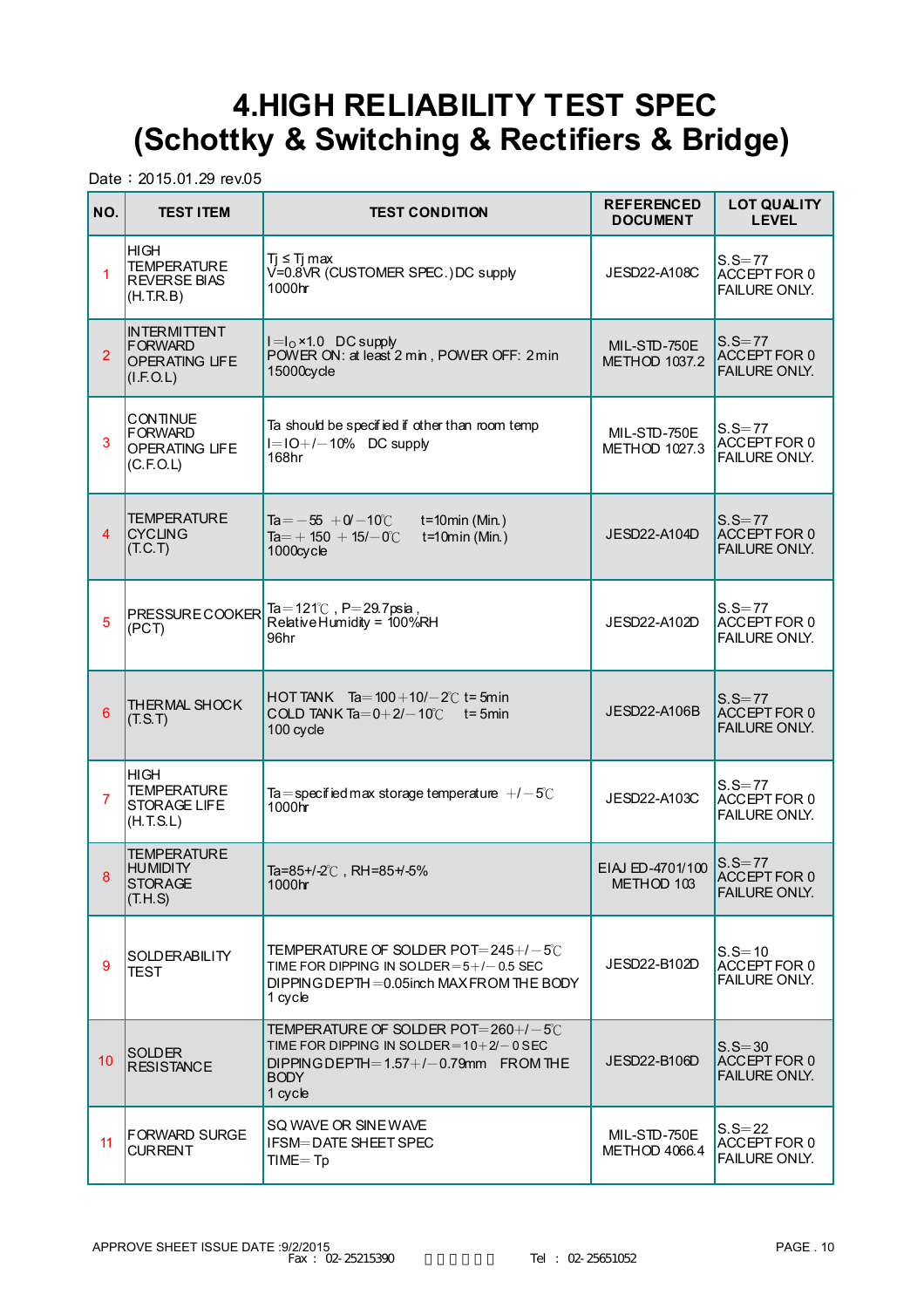# 4.HIGH RELIABILITY TEST SPEC
# (Schottky & Switching & Rectifiers & Bridge)

Date：2015.01.29 rev.05

| NO. | TEST ITEM | TEST CONDITION | REFERENCED DOCUMENT | LOT QUALITY LEVEL |
|---|---|---|---|---|
| 1 | HIGH TEMPERATURE REVERSE BIAS (H.T.R.B) | Tj ≤ Tj max<br>V=0.8VR (CUSTOMER SPEC.) DC supply<br>1000hr | JESD22-A108C | S.S＝77<br>ACCEPT FOR 0 FAILURE ONLY. |
| 2 | INTERMITTENT FORWARD OPERATING LIFE (I.F.O.L) | I＝$I_O$×1.0 DC supply<br>POWER ON: at least 2 min , POWER OFF: 2min<br>15000cycle | MIL-STD-750E METHOD 1037.2 | S.S＝77<br>ACCEPT FOR 0 FAILURE ONLY. |
| 3 | CONTINUE FORWARD OPERATING LIFE (C.F.O.L) | Ta should be specified if other than room temp<br>I＝IO＋/－10% DC supply<br>168hr | MIL-STD-750E METHOD 1027.3 | S.S＝77<br>ACCEPT FOR 0 FAILURE ONLY. |
| 4 | TEMPERATURE CYCLING (T.C.T) | Ta＝－55 ＋0/－10℃ t=10min (Min.)<br>Ta＝＋150 ＋15/－0℃ t=10min (Min.)<br>1000cycle | JESD22-A104D | S.S＝77<br>ACCEPT FOR 0 FAILURE ONLY. |
| 5 | PRESSURE COOKER (PCT) | Ta＝121℃ , P=29.7psia ,<br>Relative Humidity = 100%RH<br>96hr | JESD22-A102D | S.S＝77<br>ACCEPT FOR 0 FAILURE ONLY. |
| 6 | THERMAL SHOCK (T.S.T) | HOT TANK Ta＝100＋10/－2℃ t= 5min<br>COLD TANK Ta＝0＋2/－10℃ t= 5min<br>100 cycle | JESD22-A106B | S.S＝77<br>ACCEPT FOR 0 FAILURE ONLY. |
| 7 | HIGH TEMPERATURE STORAGE LIFE (H.T.S.L) | Ta＝specified max storage temperature ＋/－5℃<br>1000hr | JESD22-A103C | S.S＝77<br>ACCEPT FOR 0 FAILURE ONLY. |
| 8 | TEMPERATURE HUMIDITY STORAGE (T.H.S) | Ta=85+/-2℃ , RH=85+/-5%<br>1000hr | EIAJ ED-4701/100 METHOD 103 | S.S＝77<br>ACCEPT FOR 0 FAILURE ONLY. |
| 9 | SOLDERABILITY TEST | TEMPERATURE OF SOLDER POT＝245＋/－5℃<br>TIME FOR DIPPING IN SOLDER＝5＋/－0.5 SEC<br>DIPPING DEPTH＝0.05inch MAX FROM THE BODY<br>1 cycle | JESD22-B102D | S.S＝10<br>ACCEPT FOR 0 FAILURE ONLY. |
| 10 | SOLDER RESISTANCE | TEMPERATURE OF SOLDER POT＝260＋/－5℃<br>TIME FOR DIPPING IN SOLDER＝10＋2/－0 SEC<br>DIPPING DEPTH＝1.57＋/－0.79mm FROM THE BODY<br>1 cycle | JESD22-B106D | S.S＝30<br>ACCEPT FOR 0 FAILURE ONLY. |
| 11 | FORWARD SURGE CURRENT | SQ WAVE OR SINE WAVE<br>IFSM＝DATE SHEET SPEC<br>TIME＝Tp | MIL-STD-750E METHOD 4066.4 | S.S＝22<br>ACCEPT FOR 0 FAILURE ONLY. |

APPROVE SHEET ISSUE DATE :9/2/2015

Fax : 02-25215390 Tel : 02-25651052